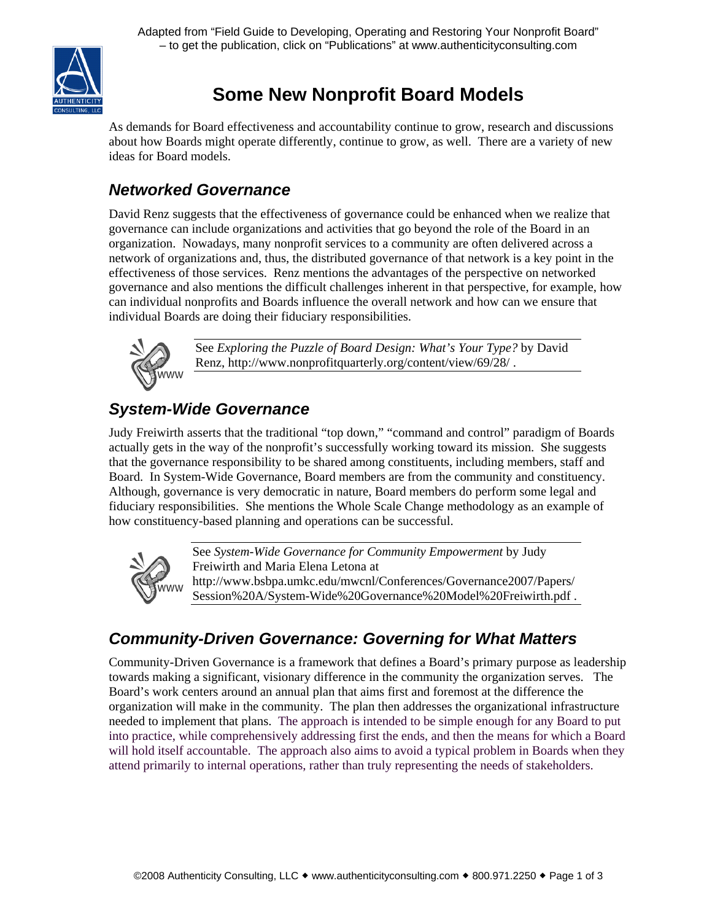Adapted from “Field Guide to Developing, Operating and Restoring Your Nonprofit Board” – to get the publication, click on “Publications” at www.authenticityconsulting.com

# Some New Nonprofit Board Models

As demands for Board effectiveness and accountability continue to grow, research and discussions about how Boards might operate differently, continue to grow, as well. There are a variety of new ideas for Board models.

## *Networked Governance*

David Renz suggests that the effectiveness of governance could be enhanced when we realize that governance can include organizations and activities that go beyond the role of the Board in an organization. Nowadays, many nonprofit services to a community are often delivered across a network of organizations and, thus, the distributed governance of that network is a key point in the effectiveness of those services. Renz mentions the advantages of the perspective on networked governance and also mentions the difficult challenges inherent in that perspective, for example, how can individual nonprofits and Boards influence the overall network and how can we ensure that individual Boards are doing their fiduciary responsibilities.

See *Exploring the Puzzle of Board Design: What’s Your Type?* by David Renz, http://www.nonprofitquarterly.org/content/view/69/28/ .

## *System-Wide Governance*

Judy Freiwirth asserts that the traditional “top down,” “command and control” paradigm of Boards actually gets in the way of the nonprofit’s successfully working toward its mission. She suggests that the governance responsibility to be shared among constituents, including members, staff and Board. In System-Wide Governance, Board members are from the community and constituency. Although, governance is very democratic in nature, Board members do perform some legal and fiduciary responsibilities. She mentions the Whole Scale Change methodology as an example of how constituency-based planning and operations can be successful.

See *System-Wide Governance for Community Empowerment* by Judy Freiwirth and Maria Elena Letona at http://www.bsbpa.umkc.edu/mwcnl/Conferences/Governance2007/Papers/Session%20A/System-Wide%20Governance%20Model%20Freiwirth.pdf .

## *Community-Driven Governance: Governing for What Matters*

Community-Driven Governance is a framework that defines a Board’s primary purpose as leadership towards making a significant, visionary difference in the community the organization serves. The Board’s work centers around an annual plan that aims first and foremost at the difference the organization will make in the community. The plan then addresses the organizational infrastructure needed to implement that plans. The approach is intended to be simple enough for any Board to put into practice, while comprehensively addressing first the ends, and then the means for which a Board will hold itself accountable. The approach also aims to avoid a typical problem in Boards when they attend primarily to internal operations, rather than truly representing the needs of stakeholders.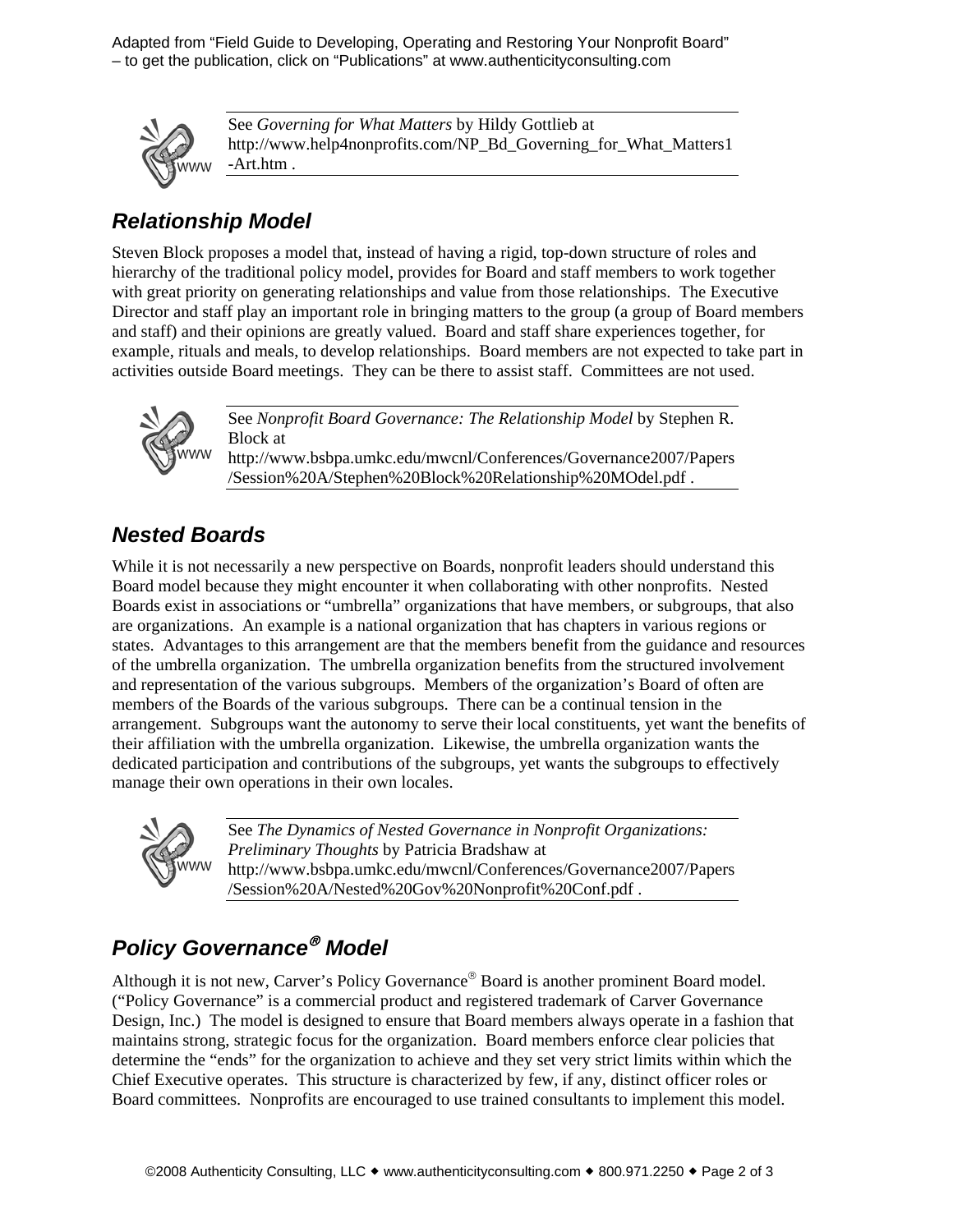See *Governing for What Matters* by Hildy Gottlieb at http://www.help4nonprofits.com/NP_Bd_Governing_for_What_Matters1-Art.htm .

## *Relationship Model*

Steven Block proposes a model that, instead of having a rigid, top-down structure of roles and hierarchy of the traditional policy model, provides for Board and staff members to work together with great priority on generating relationships and value from those relationships. The Executive Director and staff play an important role in bringing matters to the group (a group of Board members and staff) and their opinions are greatly valued. Board and staff share experiences together, for example, rituals and meals, to develop relationships. Board members are not expected to take part in activities outside Board meetings. They can be there to assist staff. Committees are not used.

See *Nonprofit Board Governance: The Relationship Model* by Stephen R. Block at http://www.bsbpa.umkc.edu/mwcnl/Conferences/Governance2007/Papers/Session%20A/Stephen%20Block%20Relationship%20MOdel.pdf .

## *Nested Boards*

While it is not necessarily a new perspective on Boards, nonprofit leaders should understand this Board model because they might encounter it when collaborating with other nonprofits. Nested Boards exist in associations or "umbrella" organizations that have members, or subgroups, that also are organizations. An example is a national organization that has chapters in various regions or states. Advantages to this arrangement are that the members benefit from the guidance and resources of the umbrella organization. The umbrella organization benefits from the structured involvement and representation of the various subgroups. Members of the organization's Board of often are members of the Boards of the various subgroups. There can be a continual tension in the arrangement. Subgroups want the autonomy to serve their local constituents, yet want the benefits of their affiliation with the umbrella organization. Likewise, the umbrella organization wants the dedicated participation and contributions of the subgroups, yet wants the subgroups to effectively manage their own operations in their own locales.

See *The Dynamics of Nested Governance in Nonprofit Organizations: Preliminary Thoughts* by Patricia Bradshaw at http://www.bsbpa.umkc.edu/mwcnl/Conferences/Governance2007/Papers/Session%20A/Nested%20Gov%20Nonprofit%20Conf.pdf .

## *Policy Governance® Model*

Although it is not new, Carver's Policy Governance® Board is another prominent Board model. ("Policy Governance" is a commercial product and registered trademark of Carver Governance Design, Inc.) The model is designed to ensure that Board members always operate in a fashion that maintains strong, strategic focus for the organization. Board members enforce clear policies that determine the "ends" for the organization to achieve and they set very strict limits within which the Chief Executive operates. This structure is characterized by few, if any, distinct officer roles or Board committees. Nonprofits are encouraged to use trained consultants to implement this model.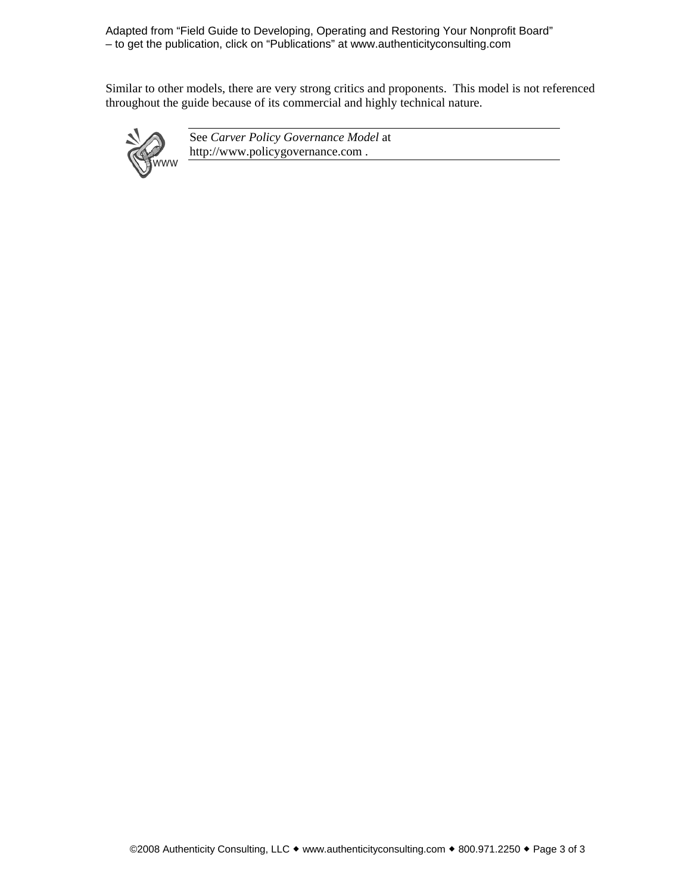Similar to other models, there are very strong critics and proponents. This model is not referenced throughout the guide because of its commercial and highly technical nature.

See *Carver Policy Governance Model* at http://www.policygovernance.com .